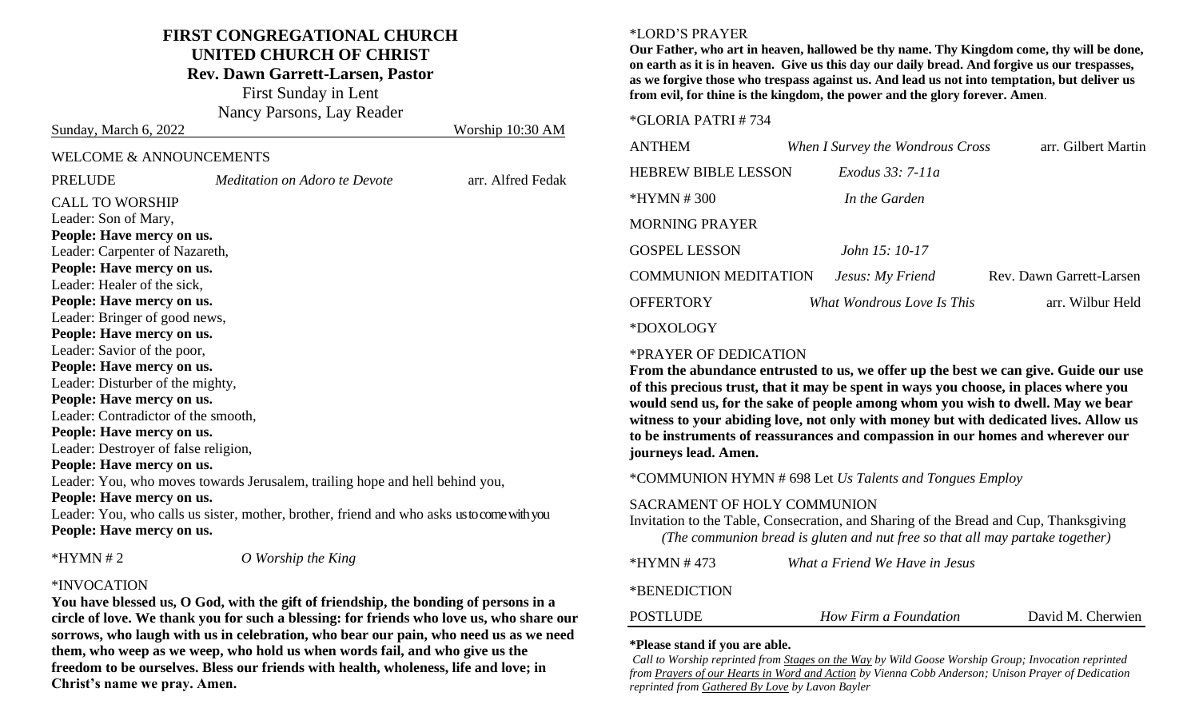# FIRST CONGREGATIONAL CHURCH
## UNITED CHURCH OF CHRIST
### Rev. Dawn Garrett-Larsen, Pastor

First Sunday in Lent

Nancy Parsons, Lay Reader

Sunday, March 6, 2022 — Worship 10:30 AM

WELCOME & ANNOUNCEMENTS

PRELUDE — *Meditation on Adoro te Devote* — arr. Alfred Fedak

CALL TO WORSHIP

Leader: Son of Mary,
**People: Have mercy on us.**
Leader: Carpenter of Nazareth,
**People: Have mercy on us.**
Leader: Healer of the sick,
**People: Have mercy on us.**
Leader: Bringer of good news,
**People: Have mercy on us.**
Leader: Savior of the poor,
**People: Have mercy on us.**
Leader: Disturber of the mighty,
**People: Have mercy on us.**
Leader: Contradictor of the smooth,
**People: Have mercy on us.**
Leader: Destroyer of false religion,
**People: Have mercy on us.**
Leader: You, who moves towards Jerusalem, trailing hope and hell behind you,
**People: Have mercy on us.**
Leader: You, who calls us sister, mother, brother, friend and who asks us to come with you
**People: Have mercy on us.**

*HYMN # 2 — *O Worship the King*

*INVOCATION

**You have blessed us, O God, with the gift of friendship, the bonding of persons in a circle of love. We thank you for such a blessing: for friends who love us, who share our sorrows, who laugh with us in celebration, who bear our pain, who need us as we need them, who weep as we weep, who hold us when words fail, and who give us the freedom to be ourselves. Bless our friends with health, wholeness, life and love; in Christ's name we pray. Amen.**

*LORD'S PRAYER

**Our Father, who art in heaven, hallowed be thy name. Thy Kingdom come, thy will be done, on earth as it is in heaven. Give us this day our daily bread. And forgive us our trespasses, as we forgive those who trespass against us. And lead us not into temptation, but deliver us from evil, for thine is the kingdom, the power and the glory forever. Amen**.

*GLORIA PATRI # 734

ANTHEM — *When I Survey the Wondrous Cross* — arr. Gilbert Martin

HEBREW BIBLE LESSON — *Exodus 33: 7-11a*

*HYMN # 300 — *In the Garden*

MORNING PRAYER

GOSPEL LESSON — *John 15: 10-17*

COMMUNION MEDITATION — *Jesus: My Friend* — Rev. Dawn Garrett-Larsen

OFFERTORY — *What Wondrous Love Is This* — arr. Wilbur Held

*DOXOLOGY

*PRAYER OF DEDICATION

**From the abundance entrusted to us, we offer up the best we can give. Guide our use of this precious trust, that it may be spent in ways you choose, in places where you would send us, for the sake of people among whom you wish to dwell. May we bear witness to your abiding love, not only with money but with dedicated lives. Allow us to be instruments of reassurances and compassion in our homes and wherever our journeys lead. Amen.**

*COMMUNION HYMN # 698 Let *Us Talents and Tongues Employ*

SACRAMENT OF HOLY COMMUNION

Invitation to the Table, Consecration, and Sharing of the Bread and Cup, Thanksgiving

*(The communion bread is gluten and nut free so that all may partake together)*

*HYMN # 473 — *What a Friend We Have in Jesus*

*BENEDICTION

POSTLUDE — *How Firm a Foundation* — David M. Cherwien

**\*Please stand if you are able.**

*Call to Worship reprinted from Stages on the Way by Wild Goose Worship Group; Invocation reprinted from Prayers of our Hearts in Word and Action by Vienna Cobb Anderson; Unison Prayer of Dedication reprinted from Gathered By Love by Lavon Bayler*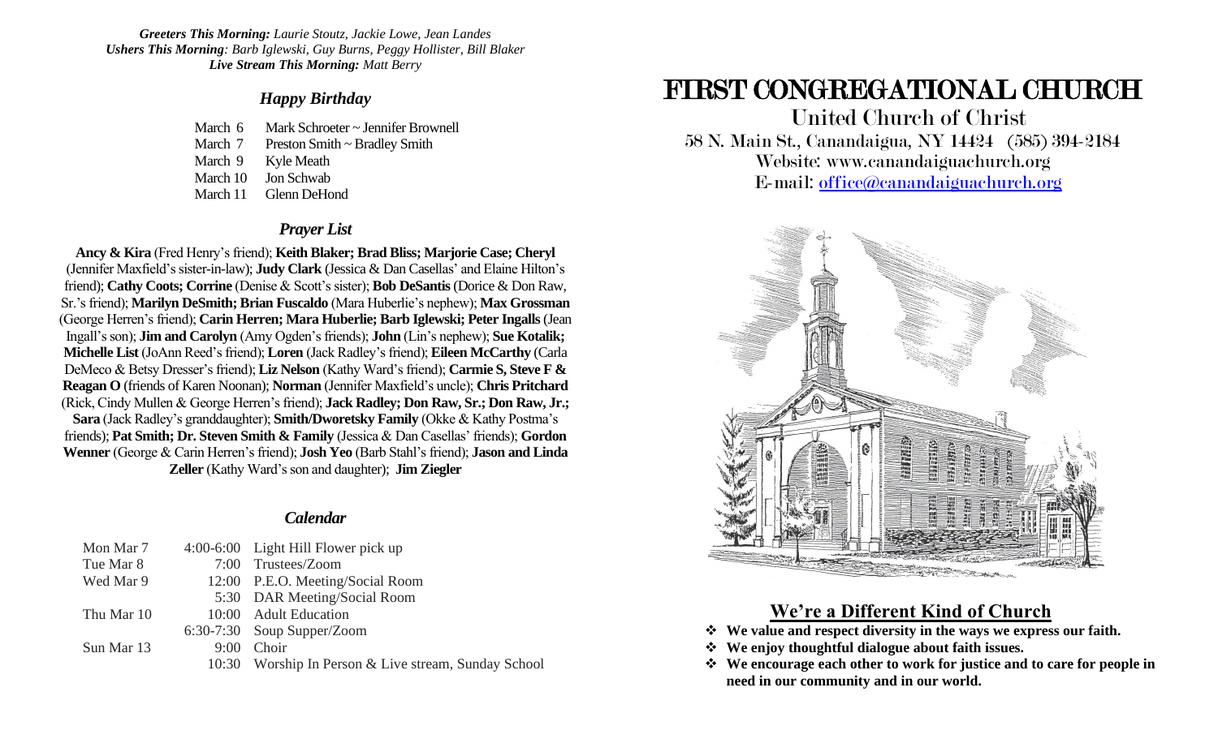***Greeters This Morning:*** *Laurie Stoutz, Jackie Lowe, Jean Landes*
***Ushers This Morning****: Barb Iglewski, Guy Burns, Peggy Hollister, Bill Blaker*
***Live Stream This Morning:*** *Matt Berry*

## *Happy Birthday*

| | |
|---|---|
| March 6 | Mark Schroeter ~ Jennifer Brownell |
| March 7 | Preston Smith ~ Bradley Smith |
| March 9 | Kyle Meath |
| March 10 | Jon Schwab |
| March 11 | Glenn DeHond |

## *Prayer List*

**Ancy & Kira** (Fred Henry's friend); **Keith Blaker; Brad Bliss; Marjorie Case; Cheryl** (Jennifer Maxfield's sister-in-law); **Judy Clark** (Jessica & Dan Casellas' and Elaine Hilton's friend); **Cathy Coots; Corrine** (Denise & Scott's sister); **Bob DeSantis** (Dorice & Don Raw, Sr.'s friend); **Marilyn DeSmith; Brian Fuscaldo** (Mara Huberlie's nephew); **Max Grossman** (George Herren's friend); **Carin Herren; Mara Huberlie; Barb Iglewski; Peter Ingalls** (Jean Ingall's son); **Jim and Carolyn** (Amy Ogden's friends); **John** (Lin's nephew); **Sue Kotalik; Michelle List** (JoAnn Reed's friend); **Loren** (Jack Radley's friend); **Eileen McCarthy** (Carla DeMeco & Betsy Dresser's friend); **Liz Nelson** (Kathy Ward's friend); **Carmie S, Steve F & Reagan O** (friends of Karen Noonan); **Norman** (Jennifer Maxfield's uncle); **Chris Pritchard** (Rick, Cindy Mullen & George Herren's friend); **Jack Radley; Don Raw, Sr.; Don Raw, Jr.; Sara** (Jack Radley's granddaughter); **Smith/Dworetsky Family** (Okke & Kathy Postma's friends); **Pat Smith; Dr. Steven Smith & Family** (Jessica & Dan Casellas' friends); **Gordon Wenner** (George & Carin Herren's friend); **Josh Yeo** (Barb Stahl's friend); **Jason and Linda Zeller** (Kathy Ward's son and daughter); **Jim Ziegler**

## *Calendar*

| | | |
|---|---|---|
| Mon Mar 7 | 4:00-6:00 | Light Hill Flower pick up |
| Tue Mar 8 | 7:00 | Trustees/Zoom |
| Wed Mar 9 | 12:00 | P.E.O. Meeting/Social Room |
| | 5:30 | DAR Meeting/Social Room |
| Thu Mar 10 | 10:00 | Adult Education |
| | 6:30-7:30 | Soup Supper/Zoom |
| Sun Mar 13 | 9:00 | Choir |
| | 10:30 | Worship In Person & Live stream, Sunday School |

# FIRST CONGREGATIONAL CHURCH

United Church of Christ
58 N. Main St., Canandaigua, NY 14424 (585) 394-2184
Website: www.canandaiguachurch.org
E-mail: office@canandaiguachurch.org

## We're a Different Kind of Church

- **We value and respect diversity in the ways we express our faith.**
- **We enjoy thoughtful dialogue about faith issues.**
- **We encourage each other to work for justice and to care for people in need in our community and in our world.**